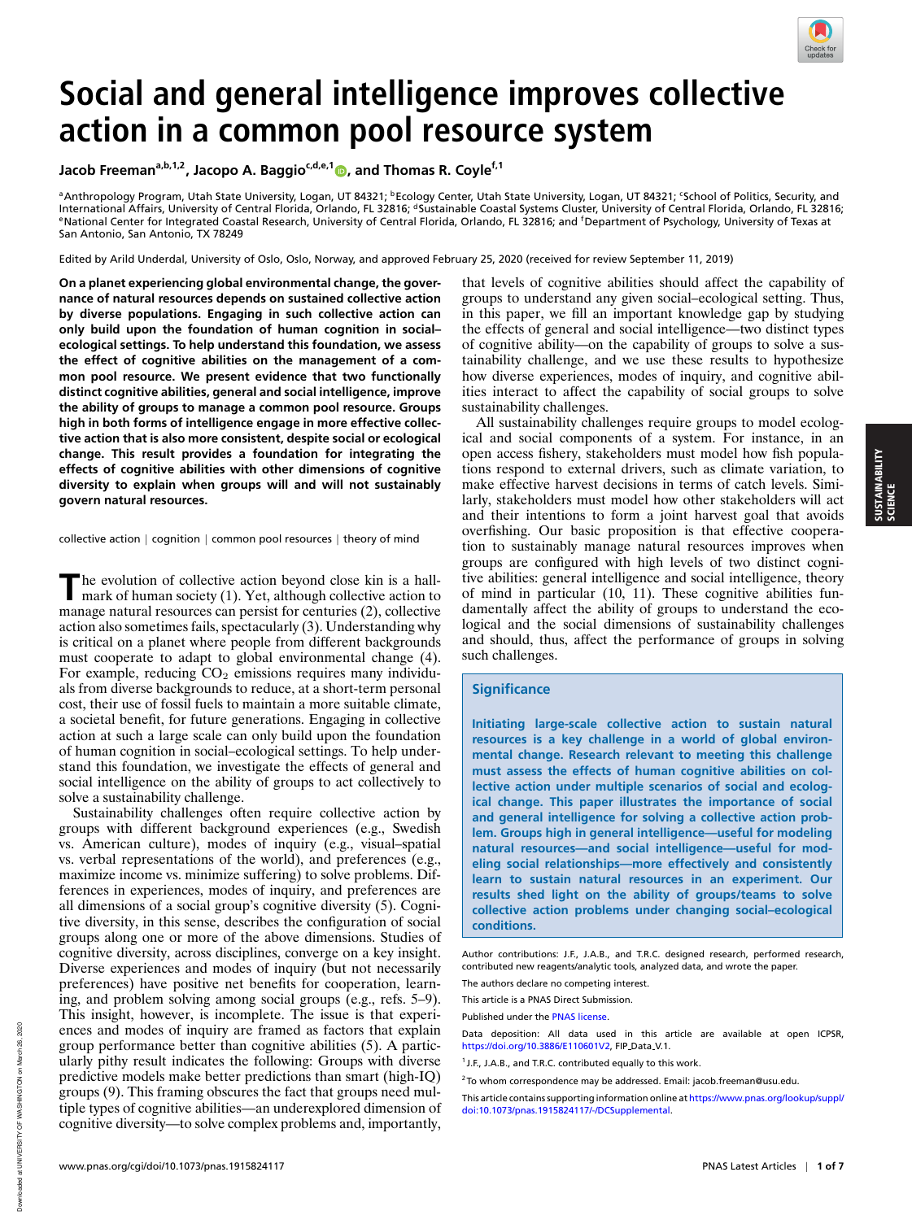# Social and general intelligence improves collective action in a common pool resource system

**Jacob Freeman**[a,b,1,2], **Jacopo A. Baggio**[c,d,e,1], **and Thomas R. Coyle**[f,1]

[a]Anthropology Program, Utah State University, Logan, UT 84321; [b]Ecology Center, Utah State University, Logan, UT 84321; [c]School of Politics, Security, and International Affairs, University of Central Florida, Orlando, FL 32816; [d]Sustainable Coastal Systems Cluster, University of Central Florida, Orlando, FL 32816; [e]National Center for Integrated Coastal Research, University of Central Florida, Orlando, FL 32816; and [f]Department of Psychology, University of Texas at San Antonio, San Antonio, TX 78249

Edited by Arild Underdal, University of Oslo, Oslo, Norway, and approved February 25, 2020 (received for review September 11, 2019)

**On a planet experiencing global environmental change, the governance of natural resources depends on sustained collective action by diverse populations. Engaging in such collective action can only build upon the foundation of human cognition in social–ecological settings. To help understand this foundation, we assess the effect of cognitive abilities on the management of a common pool resource. We present evidence that two functionally distinct cognitive abilities, general and social intelligence, improve the ability of groups to manage a common pool resource. Groups high in both forms of intelligence engage in more effective collective action that is also more consistent, despite social or ecological change. This result provides a foundation for integrating the effects of cognitive abilities with other dimensions of cognitive diversity to explain when groups will and will not sustainably govern natural resources.**

collective action | cognition | common pool resources | theory of mind

The evolution of collective action beyond close kin is a hallmark of human society (1). Yet, although collective action to manage natural resources can persist for centuries (2), collective action also sometimes fails, spectacularly (3). Understanding why is critical on a planet where people from different backgrounds must cooperate to adapt to global environmental change (4). For example, reducing $CO_2$ emissions requires many individuals from diverse backgrounds to reduce, at a short-term personal cost, their use of fossil fuels to maintain a more suitable climate, a societal benefit, for future generations. Engaging in collective action at such a large scale can only build upon the foundation of human cognition in social–ecological settings. To help understand this foundation, we investigate the effects of general and social intelligence on the ability of groups to act collectively to solve a sustainability challenge.

Sustainability challenges often require collective action by groups with different background experiences (e.g., Swedish vs. American culture), modes of inquiry (e.g., visual–spatial vs. verbal representations of the world), and preferences (e.g., maximize income vs. minimize suffering) to solve problems. Differences in experiences, modes of inquiry, and preferences are all dimensions of a social group's cognitive diversity (5). Cognitive diversity, in this sense, describes the configuration of social groups along one or more of the above dimensions. Studies of cognitive diversity, across disciplines, converge on a key insight. Diverse experiences and modes of inquiry (but not necessarily preferences) have positive net benefits for cooperation, learning, and problem solving among social groups (e.g., refs. 5–9). This insight, however, is incomplete. The issue is that experiences and modes of inquiry are framed as factors that explain group performance better than cognitive abilities (5). A particularly pithy result indicates the following: Groups with diverse predictive models make better predictions than smart (high-IQ) groups (9). This framing obscures the fact that groups need multiple types of cognitive abilities—an underexplored dimension of cognitive diversity—to solve complex problems and, importantly, that levels of cognitive abilities should affect the capability of groups to understand any given social–ecological setting. Thus, in this paper, we fill an important knowledge gap by studying the effects of general and social intelligence—two distinct types of cognitive ability—on the capability of groups to solve a sustainability challenge, and we use these results to hypothesize how diverse experiences, modes of inquiry, and cognitive abilities interact to affect the capability of social groups to solve sustainability challenges.

All sustainability challenges require groups to model ecological and social components of a system. For instance, in an open access fishery, stakeholders must model how fish populations respond to external drivers, such as climate variation, to make effective harvest decisions in terms of catch levels. Similarly, stakeholders must model how other stakeholders will act and their intentions to form a joint harvest goal that avoids overfishing. Our basic proposition is that effective cooperation to sustainably manage natural resources improves when groups are configured with high levels of two distinct cognitive abilities: general intelligence and social intelligence, theory of mind in particular (10, 11). These cognitive abilities fundamentally affect the ability of groups to understand the ecological and the social dimensions of sustainability challenges and should, thus, affect the performance of groups in solving such challenges.

## Significance

Initiating large-scale collective action to sustain natural resources is a key challenge in a world of global environmental change. Research relevant to meeting this challenge must assess the effects of human cognitive abilities on collective action under multiple scenarios of social and ecological change. This paper illustrates the importance of social and general intelligence for solving a collective action problem. Groups high in general intelligence—useful for modeling natural resources—and social intelligence—useful for modeling social relationships—more effectively and consistently learn to sustain natural resources in an experiment. Our results shed light on the ability of groups/teams to solve collective action problems under changing social–ecological conditions.

Author contributions: J.F., J.A.B., and T.R.C. designed research, performed research, contributed new reagents/analytic tools, analyzed data, and wrote the paper.

The authors declare no competing interest.

This article is a PNAS Direct Submission.

Published under the PNAS license.

Data deposition: All data used in this article are available at open ICPSR, https://doi.org/10.3886/E110601V2, FIP_Data_V.1.

[1]J.F., J.A.B., and T.R.C. contributed equally to this work.

[2]To whom correspondence may be addressed. Email: jacob.freeman@usu.edu.

This article contains supporting information online at https://www.pnas.org/lookup/suppl/doi:10.1073/pnas.1915824117/-/DCSupplemental.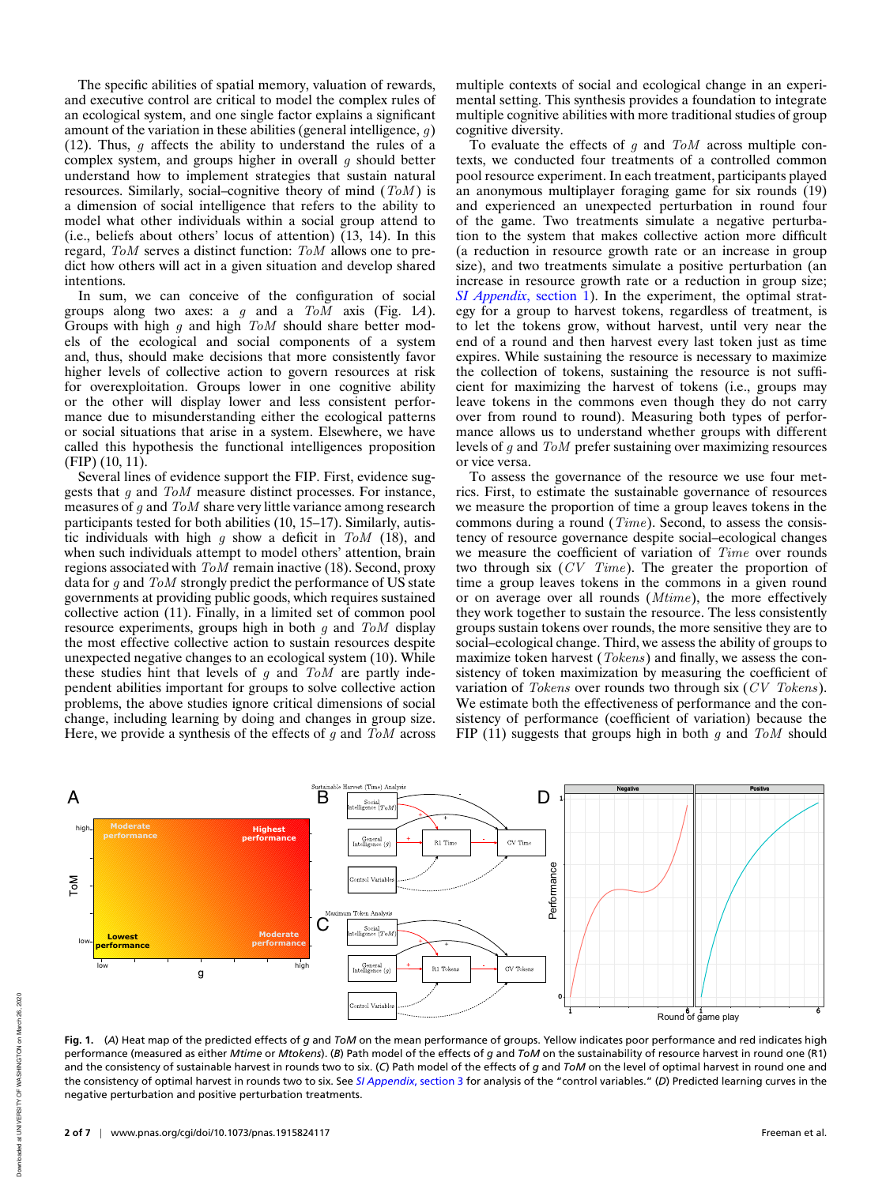The specific abilities of spatial memory, valuation of rewards, and executive control are critical to model the complex rules of an ecological system, and one single factor explains a significant amount of the variation in these abilities (general intelligence, $g$) (12). Thus, $g$ affects the ability to understand the rules of a complex system, and groups higher in overall $g$ should better understand how to implement strategies that sustain natural resources. Similarly, social–cognitive theory of mind ($ToM$) is a dimension of social intelligence that refers to the ability to model what other individuals within a social group attend to (i.e., beliefs about others' locus of attention) (13, 14). In this regard, $ToM$ serves a distinct function: $ToM$ allows one to predict how others will act in a given situation and develop shared intentions.

In sum, we can conceive of the configuration of social groups along two axes: a $g$ and a $ToM$ axis (Fig. 1*A*). Groups with high $g$ and high $ToM$ should share better models of the ecological and social components of a system and, thus, should make decisions that more consistently favor higher levels of collective action to govern resources at risk for overexploitation. Groups lower in one cognitive ability or the other will display lower and less consistent performance due to misunderstanding either the ecological patterns or social situations that arise in a system. Elsewhere, we have called this hypothesis the functional intelligences proposition (FIP) (10, 11).

Several lines of evidence support the FIP. First, evidence suggests that $g$ and $ToM$ measure distinct processes. For instance, measures of $g$ and $ToM$ share very little variance among research participants tested for both abilities (10, 15–17). Similarly, autistic individuals with high $g$ show a deficit in $ToM$ (18), and when such individuals attempt to model others' attention, brain regions associated with $ToM$ remain inactive (18). Second, proxy data for $g$ and $ToM$ strongly predict the performance of US state governments at providing public goods, which requires sustained collective action (11). Finally, in a limited set of common pool resource experiments, groups high in both $g$ and $ToM$ display the most effective collective action to sustain resources despite unexpected negative changes to an ecological system (10). While these studies hint that levels of $g$ and $ToM$ are partly independent abilities important for groups to solve collective action problems, the above studies ignore critical dimensions of social change, including learning by doing and changes in group size. Here, we provide a synthesis of the effects of $g$ and $ToM$ across multiple contexts of social and ecological change in an experimental setting. This synthesis provides a foundation to integrate multiple cognitive abilities with more traditional studies of group cognitive diversity.

To evaluate the effects of $g$ and $ToM$ across multiple contexts, we conducted four treatments of a controlled common pool resource experiment. In each treatment, participants played an anonymous multiplayer foraging game for six rounds (19) and experienced an unexpected perturbation in round four of the game. Two treatments simulate a negative perturbation to the system that makes collective action more difficult (a reduction in resource growth rate or an increase in group size), and two treatments simulate a positive perturbation (an increase in resource growth rate or a reduction in group size; *SI Appendix*, section 1). In the experiment, the optimal strategy for a group to harvest tokens, regardless of treatment, is to let the tokens grow, without harvest, until very near the end of a round and then harvest every last token just as time expires. While sustaining the resource is necessary to maximize the collection of tokens, sustaining the resource is not sufficient for maximizing the harvest of tokens (i.e., groups may leave tokens in the commons even though they do not carry over from round to round). Measuring both types of performance allows us to understand whether groups with different levels of $g$ and $ToM$ prefer sustaining over maximizing resources or vice versa.

To assess the governance of the resource we use four metrics. First, to estimate the sustainable governance of resources we measure the proportion of time a group leaves tokens in the commons during a round ($Time$). Second, to assess the consistency of resource governance despite social–ecological changes we measure the coefficient of variation of $Time$ over rounds two through six ($CV\ Time$). The greater the proportion of time a group leaves tokens in the commons in a given round or on average over all rounds ($Mtime$), the more effectively they work together to sustain the resource. The less consistently groups sustain tokens over rounds, the more sensitive they are to social–ecological change. Third, we assess the ability of groups to maximize token harvest ($Tokens$) and finally, we assess the consistency of token maximization by measuring the coefficient of variation of $Tokens$ over rounds two through six ($CV\ Tokens$). We estimate both the effectiveness of performance and the consistency of performance (coefficient of variation) because the FIP (11) suggests that groups high in both $g$ and $ToM$ should

**Fig. 1.** (*A*) Heat map of the predicted effects of $g$ and $ToM$ on the mean performance of groups. Yellow indicates poor performance and red indicates high performance (measured as either *Mtime* or *Mtokens*). (*B*) Path model of the effects of $g$ and $ToM$ on the sustainability of resource harvest in round one (R1) and the consistency of sustainable harvest in rounds two to six. (*C*) Path model of the effects of $g$ and $ToM$ on the level of optimal harvest in round one and the consistency of optimal harvest in rounds two to six. See *SI Appendix*, section 3 for analysis of the "control variables." (*D*) Predicted learning curves in the negative perturbation and positive perturbation treatments.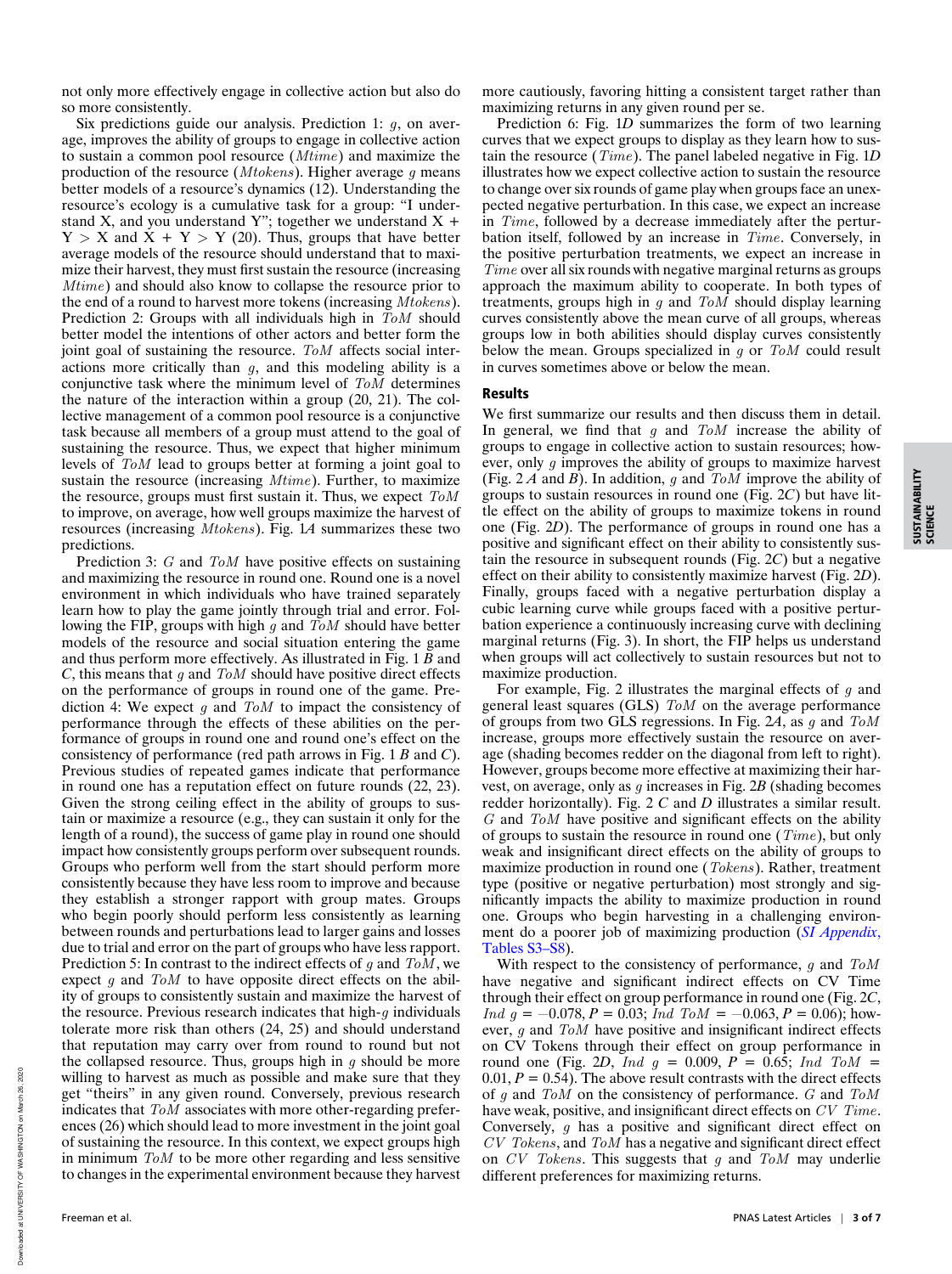not only more effectively engage in collective action but also do so more consistently.

Six predictions guide our analysis. Prediction 1: $g$, on average, improves the ability of groups to engage in collective action to sustain a common pool resource ($Mtime$) and maximize the production of the resource ($Mtokens$). Higher average $g$ means better models of a resource's dynamics (12). Understanding the resource's ecology is a cumulative task for a group: "I understand X, and you understand Y"; together we understand X + Y > X and X + Y > Y (20). Thus, groups that have better average models of the resource should understand that to maximize their harvest, they must first sustain the resource (increasing $Mtime$) and should also know to collapse the resource prior to the end of a round to harvest more tokens (increasing $Mtokens$). Prediction 2: Groups with all individuals high in $ToM$ should better model the intentions of other actors and better form the joint goal of sustaining the resource. $ToM$ affects social interactions more critically than $g$, and this modeling ability is a conjunctive task where the minimum level of $ToM$ determines the nature of the interaction within a group (20, 21). The collective management of a common pool resource is a conjunctive task because all members of a group must attend to the goal of sustaining the resource. Thus, we expect that higher minimum levels of $ToM$ lead to groups better at forming a joint goal to sustain the resource (increasing $Mtime$). Further, to maximize the resource, groups must first sustain it. Thus, we expect $ToM$ to improve, on average, how well groups maximize the harvest of resources (increasing $Mtokens$). Fig. 1*A* summarizes these two predictions.

Prediction 3: $G$ and $ToM$ have positive effects on sustaining and maximizing the resource in round one. Round one is a novel environment in which individuals who have trained separately learn how to play the game jointly through trial and error. Following the FIP, groups with high $g$ and $ToM$ should have better models of the resource and social situation entering the game and thus perform more effectively. As illustrated in Fig. 1 *B* and *C*, this means that $g$ and $ToM$ should have positive direct effects on the performance of groups in round one of the game. Prediction 4: We expect $g$ and $ToM$ to impact the consistency of performance through the effects of these abilities on the performance of groups in round one and round one's effect on the consistency of performance (red path arrows in Fig. 1 *B* and *C*). Previous studies of repeated games indicate that performance in round one has a reputation effect on future rounds (22, 23). Given the strong ceiling effect in the ability of groups to sustain or maximize a resource (e.g., they can sustain it only for the length of a round), the success of game play in round one should impact how consistently groups perform over subsequent rounds. Groups who perform well from the start should perform more consistently because they have less room to improve and because they establish a stronger rapport with group mates. Groups who begin poorly should perform less consistently as learning between rounds and perturbations lead to larger gains and losses due to trial and error on the part of groups who have less rapport. Prediction 5: In contrast to the indirect effects of $g$ and $ToM$, we expect $g$ and $ToM$ to have opposite direct effects on the ability of groups to consistently sustain and maximize the harvest of the resource. Previous research indicates that high-$g$ individuals tolerate more risk than others (24, 25) and should understand that reputation may carry over from round to round but not the collapsed resource. Thus, groups high in $g$ should be more willing to harvest as much as possible and make sure that they get "theirs" in any given round. Conversely, previous research indicates that $ToM$ associates with more other-regarding preferences (26) which should lead to more investment in the joint goal of sustaining the resource. In this context, we expect groups high in minimum $ToM$ to be more other regarding and less sensitive to changes in the experimental environment because they harvest more cautiously, favoring hitting a consistent target rather than maximizing returns in any given round per se.

Prediction 6: Fig. 1*D* summarizes the form of two learning curves that we expect groups to display as they learn how to sustain the resource ($Time$). The panel labeled negative in Fig. 1*D* illustrates how we expect collective action to sustain the resource to change over six rounds of game play when groups face an unexpected negative perturbation. In this case, we expect an increase in $Time$, followed by a decrease immediately after the perturbation itself, followed by an increase in $Time$. Conversely, in the positive perturbation treatments, we expect an increase in $Time$ over all six rounds with negative marginal returns as groups approach the maximum ability to cooperate. In both types of treatments, groups high in $g$ and $ToM$ should display learning curves consistently above the mean curve of all groups, whereas groups low in both abilities should display curves consistently below the mean. Groups specialized in $g$ or $ToM$ could result in curves sometimes above or below the mean.

## Results

We first summarize our results and then discuss them in detail. In general, we find that $g$ and $ToM$ increase the ability of groups to engage in collective action to sustain resources; however, only $g$ improves the ability of groups to maximize harvest (Fig. 2 *A* and *B*). In addition, $g$ and $ToM$ improve the ability of groups to sustain resources in round one (Fig. 2*C*) but have little effect on the ability of groups to maximize tokens in round one (Fig. 2*D*). The performance of groups in round one has a positive and significant effect on their ability to consistently sustain the resource in subsequent rounds (Fig. 2*C*) but a negative effect on their ability to consistently maximize harvest (Fig. 2*D*). Finally, groups faced with a negative perturbation display a cubic learning curve while groups faced with a positive perturbation experience a continuously increasing curve with declining marginal returns (Fig. 3). In short, the FIP helps us understand when groups will act collectively to sustain resources but not to maximize production.

For example, Fig. 2 illustrates the marginal effects of $g$ and general least squares (GLS) $ToM$ on the average performance of groups from two GLS regressions. In Fig. 2*A*, as $g$ and $ToM$ increase, groups more effectively sustain the resource on average (shading becomes redder on the diagonal from left to right). However, groups become more effective at maximizing their harvest, on average, only as $g$ increases in Fig. 2*B* (shading becomes redder horizontally). Fig. 2 *C* and *D* illustrates a similar result. $G$ and $ToM$ have positive and significant effects on the ability of groups to sustain the resource in round one ($Time$), but only weak and insignificant direct effects on the ability of groups to maximize production in round one ($Tokens$). Rather, treatment type (positive or negative perturbation) most strongly and significantly impacts the ability to maximize production in round one. Groups who begin harvesting in a challenging environment do a poorer job of maximizing production (*SI Appendix*, Tables S3–S8).

With respect to the consistency of performance, $g$ and $ToM$ have negative and significant indirect effects on CV Time through their effect on group performance in round one (Fig. 2*C*, $Ind\ g = -0.078$, $P = 0.03$; $Ind\ ToM = -0.063$, $P = 0.06$); however, $g$ and $ToM$ have positive and insignificant indirect effects on CV Tokens through their effect on group performance in round one (Fig. 2*D*, $Ind\ g = 0.009$, $P = 0.65$; $Ind\ ToM = 0.01$, $P = 0.54$). The above result contrasts with the direct effects of $g$ and $ToM$ on the consistency of performance. $G$ and $ToM$ have weak, positive, and insignificant direct effects on $CV\ Time$. Conversely, $g$ has a positive and significant direct effect on $CV\ Tokens$, and $ToM$ has a negative and significant direct effect on $CV\ Tokens$. This suggests that $g$ and $ToM$ may underlie different preferences for maximizing returns.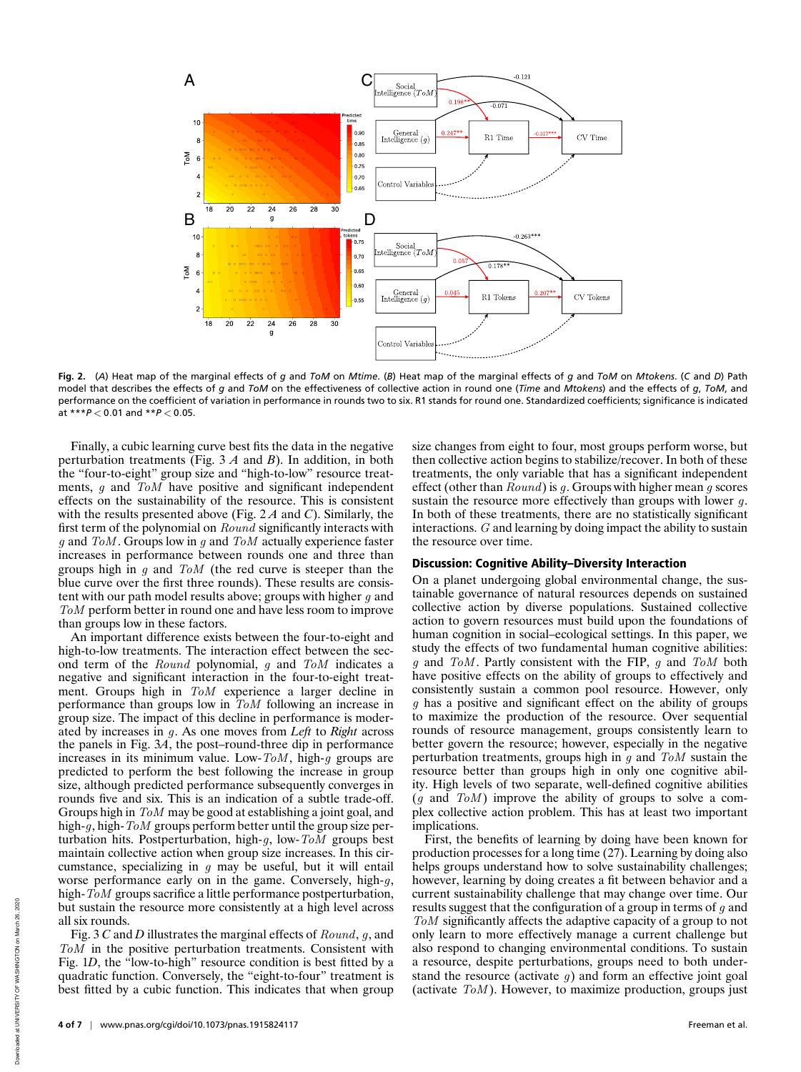**Fig. 2.** (*A*) Heat map of the marginal effects of *g* and *ToM* on *Mtime*. (*B*) Heat map of the marginal effects of *g* and *ToM* on *Mtokens*. (*C* and *D*) Path model that describes the effects of *g* and *ToM* on the effectiveness of collective action in round one (*Time* and *Mtokens*) and the effects of *g*, *ToM*, and performance on the coefficient of variation in performance in rounds two to six. R1 stands for round one. Standardized coefficients; significance is indicated at \*\*\*$P < 0.01$ and \*\*$P < 0.05$.

Finally, a cubic learning curve best fits the data in the negative perturbation treatments (Fig. 3 *A* and *B*). In addition, in both the "four-to-eight" group size and "high-to-low" resource treatments, $g$ and $ToM$ have positive and significant independent effects on the sustainability of the resource. This is consistent with the results presented above (Fig. 2 *A* and *C*). Similarly, the first term of the polynomial on $Round$ significantly interacts with $g$ and $ToM$. Groups low in $g$ and $ToM$ actually experience faster increases in performance between rounds one and three than groups high in $g$ and $ToM$ (the red curve is steeper than the blue curve over the first three rounds). These results are consistent with our path model results above; groups with higher $g$ and $ToM$ perform better in round one and have less room to improve than groups low in these factors.

An important difference exists between the four-to-eight and high-to-low treatments. The interaction effect between the second term of the $Round$ polynomial, $g$ and $ToM$ indicates a negative and significant interaction in the four-to-eight treatment. Groups high in $ToM$ experience a larger decline in performance than groups low in $ToM$ following an increase in group size. The impact of this decline in performance is moderated by increases in $g$. As one moves from *Left* to *Right* across the panels in Fig. 3*A*, the post–round-three dip in performance increases in its minimum value. Low-$ToM$, high-$g$ groups are predicted to perform the best following the increase in group size, although predicted performance subsequently converges in rounds five and six. This is an indication of a subtle trade-off. Groups high in $ToM$ may be good at establishing a joint goal, and high-$g$, high-$ToM$ groups perform better until the group size perturbation hits. Postperturbation, high-$g$, low-$ToM$ groups best maintain collective action when group size increases. In this circumstance, specializing in $g$ may be useful, but it will entail worse performance early on in the game. Conversely, high-$g$, high-$ToM$ groups sacrifice a little performance postperturbation, but sustain the resource more consistently at a high level across all six rounds.

Fig. 3 *C* and *D* illustrates the marginal effects of $Round$, $g$, and $ToM$ in the positive perturbation treatments. Consistent with Fig. 1*D*, the "low-to-high" resource condition is best fitted by a quadratic function. Conversely, the "eight-to-four" treatment is best fitted by a cubic function. This indicates that when group size changes from eight to four, most groups perform worse, but then collective action begins to stabilize/recover. In both of these treatments, the only variable that has a significant independent effect (other than $Round$) is $g$. Groups with higher mean $g$ scores sustain the resource more effectively than groups with lower $g$. In both of these treatments, there are no statistically significant interactions. $G$ and learning by doing impact the ability to sustain the resource over time.

## Discussion: Cognitive Ability–Diversity Interaction

On a planet undergoing global environmental change, the sustainable governance of natural resources depends on sustained collective action by diverse populations. Sustained collective action to govern resources must build upon the foundations of human cognition in social–ecological settings. In this paper, we study the effects of two fundamental human cognitive abilities: $g$ and $ToM$. Partly consistent with the FIP, $g$ and $ToM$ both have positive effects on the ability of groups to effectively and consistently sustain a common pool resource. However, only $g$ has a positive and significant effect on the ability of groups to maximize the production of the resource. Over sequential rounds of resource management, groups consistently learn to better govern the resource; however, especially in the negative perturbation treatments, groups high in $g$ and $ToM$ sustain the resource better than groups high in only one cognitive ability. High levels of two separate, well-defined cognitive abilities ($g$ and $ToM$) improve the ability of groups to solve a complex collective action problem. This has at least two important implications.

First, the benefits of learning by doing have been known for production processes for a long time (27). Learning by doing also helps groups understand how to solve sustainability challenges; however, learning by doing creates a fit between behavior and a current sustainability challenge that may change over time. Our results suggest that the configuration of a group in terms of $g$ and $ToM$ significantly affects the adaptive capacity of a group to not only learn to more effectively manage a current challenge but also respond to changing environmental conditions. To sustain a resource, despite perturbations, groups need to both understand the resource (activate $g$) and form an effective joint goal (activate $ToM$). However, to maximize production, groups just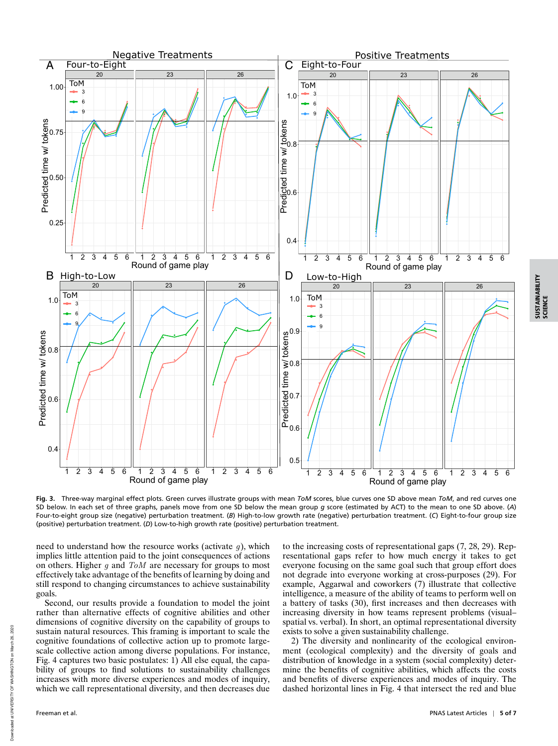**Fig. 3.** Three-way marginal effect plots. Green curves illustrate groups with mean *ToM* scores, blue curves one SD above mean *ToM*, and red curves one SD below. In each set of three graphs, panels move from one SD below the mean group $g$ score (estimated by ACT) to the mean to one SD above. (*A*) Four-to-eight group size (negative) perturbation treatment. (*B*) High-to-low growth rate (negative) perturbation treatment. (*C*) Eight-to-four group size (positive) perturbation treatment. (*D*) Low-to-high growth rate (positive) perturbation treatment.

need to understand how the resource works (activate $g$), which implies little attention paid to the joint consequences of actions on others. Higher $g$ and *ToM* are necessary for groups to most effectively take advantage of the benefits of learning by doing and still respond to changing circumstances to achieve sustainability goals.

Second, our results provide a foundation to model the joint rather than alternative effects of cognitive abilities and other dimensions of cognitive diversity on the capability of groups to sustain natural resources. This framing is important to scale the cognitive foundations of collective action up to promote large-scale collective action among diverse populations. For instance, Fig. 4 captures two basic postulates: 1) All else equal, the capability of groups to find solutions to sustainability challenges increases with more diverse experiences and modes of inquiry, which we call representational diversity, and then decreases due to the increasing costs of representational gaps (7, 28, 29). Representational gaps refer to how much energy it takes to get everyone focusing on the same goal such that group effort does not degrade into everyone working at cross-purposes (29). For example, Aggarwal and coworkers (7) illustrate that collective intelligence, a measure of the ability of teams to perform well on a battery of tasks (30), first increases and then decreases with increasing diversity in how teams represent problems (visual–spatial vs. verbal). In short, an optimal representational diversity exists to solve a given sustainability challenge.

2) The diversity and nonlinearity of the ecological environment (ecological complexity) and the diversity of goals and distribution of knowledge in a system (social complexity) determine the benefits of cognitive abilities, which affects the costs and benefits of diverse experiences and modes of inquiry. The dashed horizontal lines in Fig. 4 that intersect the red and blue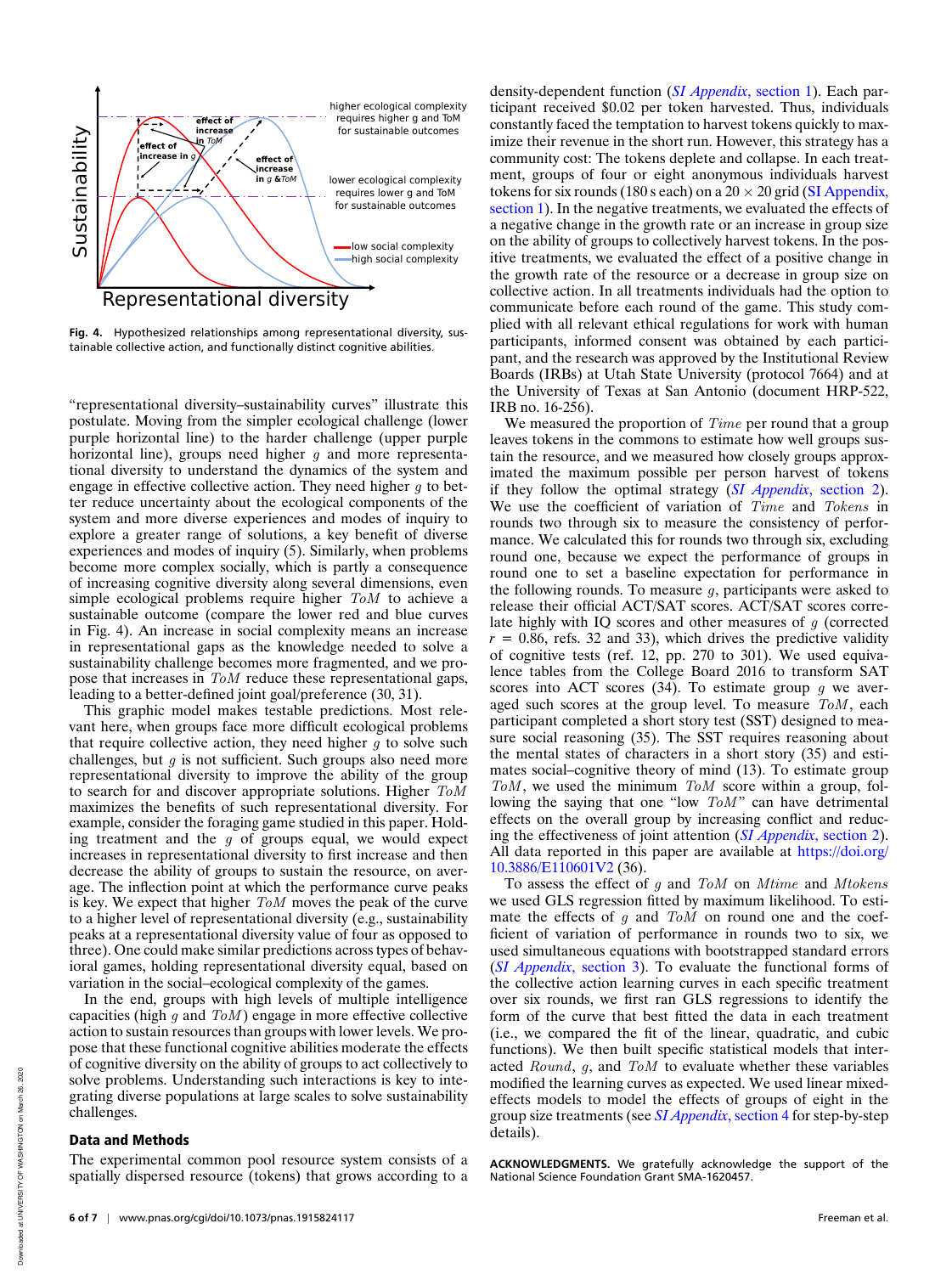**Fig. 4.** Hypothesized relationships among representational diversity, sustainable collective action, and functionally distinct cognitive abilities.

"representational diversity–sustainability curves" illustrate this postulate. Moving from the simpler ecological challenge (lower purple horizontal line) to the harder challenge (upper purple horizontal line), groups need higher $g$ and more representational diversity to understand the dynamics of the system and engage in effective collective action. They need higher $g$ to better reduce uncertainty about the ecological components of the system and more diverse experiences and modes of inquiry to explore a greater range of solutions, a key benefit of diverse experiences and modes of inquiry (5). Similarly, when problems become more complex socially, which is partly a consequence of increasing cognitive diversity along several dimensions, even simple ecological problems require higher $ToM$ to achieve a sustainable outcome (compare the lower red and blue curves in Fig. 4). An increase in social complexity means an increase in representational gaps as the knowledge needed to solve a sustainability challenge becomes more fragmented, and we propose that increases in $ToM$ reduce these representational gaps, leading to a better-defined joint goal/preference (30, 31).

This graphic model makes testable predictions. Most relevant here, when groups face more difficult ecological problems that require collective action, they need higher $g$ to solve such challenges, but $g$ is not sufficient. Such groups also need more representational diversity to improve the ability of the group to search for and discover appropriate solutions. Higher $ToM$ maximizes the benefits of such representational diversity. For example, consider the foraging game studied in this paper. Holding treatment and the $g$ of groups equal, we would expect increases in representational diversity to first increase and then decrease the ability of groups to sustain the resource, on average. The inflection point at which the performance curve peaks is key. We expect that higher $ToM$ moves the peak of the curve to a higher level of representational diversity (e.g., sustainability peaks at a representational diversity value of four as opposed to three). One could make similar predictions across types of behavioral games, holding representational diversity equal, based on variation in the social–ecological complexity of the games.

In the end, groups with high levels of multiple intelligence capacities (high $g$ and $ToM$) engage in more effective collective action to sustain resources than groups with lower levels. We propose that these functional cognitive abilities moderate the effects of cognitive diversity on the ability of groups to act collectively to solve problems. Understanding such interactions is key to integrating diverse populations at large scales to solve sustainability challenges.

## Data and Methods

The experimental common pool resource system consists of a spatially dispersed resource (tokens) that grows according to a density-dependent function (*SI Appendix*, section 1). Each participant received \$0.02 per token harvested. Thus, individuals constantly faced the temptation to harvest tokens quickly to maximize their revenue in the short run. However, this strategy has a community cost: The tokens deplete and collapse. In each treatment, groups of four or eight anonymous individuals harvest tokens for six rounds (180 s each) on a $20 \times 20$ grid (SI Appendix, section 1). In the negative treatments, we evaluated the effects of a negative change in the growth rate or an increase in group size on the ability of groups to collectively harvest tokens. In the positive treatments, we evaluated the effect of a positive change in the growth rate of the resource or a decrease in group size on collective action. In all treatments individuals had the option to communicate before each round of the game. This study complied with all relevant ethical regulations for work with human participants, informed consent was obtained by each participant, and the research was approved by the Institutional Review Boards (IRBs) at Utah State University (protocol 7664) and at the University of Texas at San Antonio (document HRP-522, IRB no. 16-256).

We measured the proportion of $Time$ per round that a group leaves tokens in the commons to estimate how well groups sustain the resource, and we measured how closely groups approximated the maximum possible per person harvest of tokens if they follow the optimal strategy (*SI Appendix*, section 2). We use the coefficient of variation of $Time$ and $Tokens$ in rounds two through six to measure the consistency of performance. We calculated this for rounds two through six, excluding round one, because we expect the performance of groups in round one to set a baseline expectation for performance in the following rounds. To measure $g$, participants were asked to release their official ACT/SAT scores. ACT/SAT scores correlate highly with IQ scores and other measures of $g$ (corrected $r = 0.86$, refs. 32 and 33), which drives the predictive validity of cognitive tests (ref. 12, pp. 270 to 301). We used equivalence tables from the College Board 2016 to transform SAT scores into ACT scores (34). To estimate group $g$ we averaged such scores at the group level. To measure $ToM$, each participant completed a short story test (SST) designed to measure social reasoning (35). The SST requires reasoning about the mental states of characters in a short story (35) and estimates social–cognitive theory of mind (13). To estimate group $ToM$, we used the minimum $ToM$ score within a group, following the saying that one "low $ToM$" can have detrimental effects on the overall group by increasing conflict and reducing the effectiveness of joint attention (*SI Appendix*, section 2). All data reported in this paper are available at https://doi.org/10.3886/E110601V2 (36).

To assess the effect of $g$ and $ToM$ on $Mtime$ and $Mtokens$ we used GLS regression fitted by maximum likelihood. To estimate the effects of $g$ and $ToM$ on round one and the coefficient of variation of performance in rounds two to six, we used simultaneous equations with bootstrapped standard errors (*SI Appendix*, section 3). To evaluate the functional forms of the collective action learning curves in each specific treatment over six rounds, we first ran GLS regressions to identify the form of the curve that best fitted the data in each treatment (i.e., we compared the fit of the linear, quadratic, and cubic functions). We then built specific statistical models that interacted $Round$, $g$, and $ToM$ to evaluate whether these variables modified the learning curves as expected. We used linear mixed-effects models to model the effects of groups of eight in the group size treatments (see *SI Appendix*, section 4 for step-by-step details).

**ACKNOWLEDGMENTS.** We gratefully acknowledge the support of the National Science Foundation Grant SMA-1620457.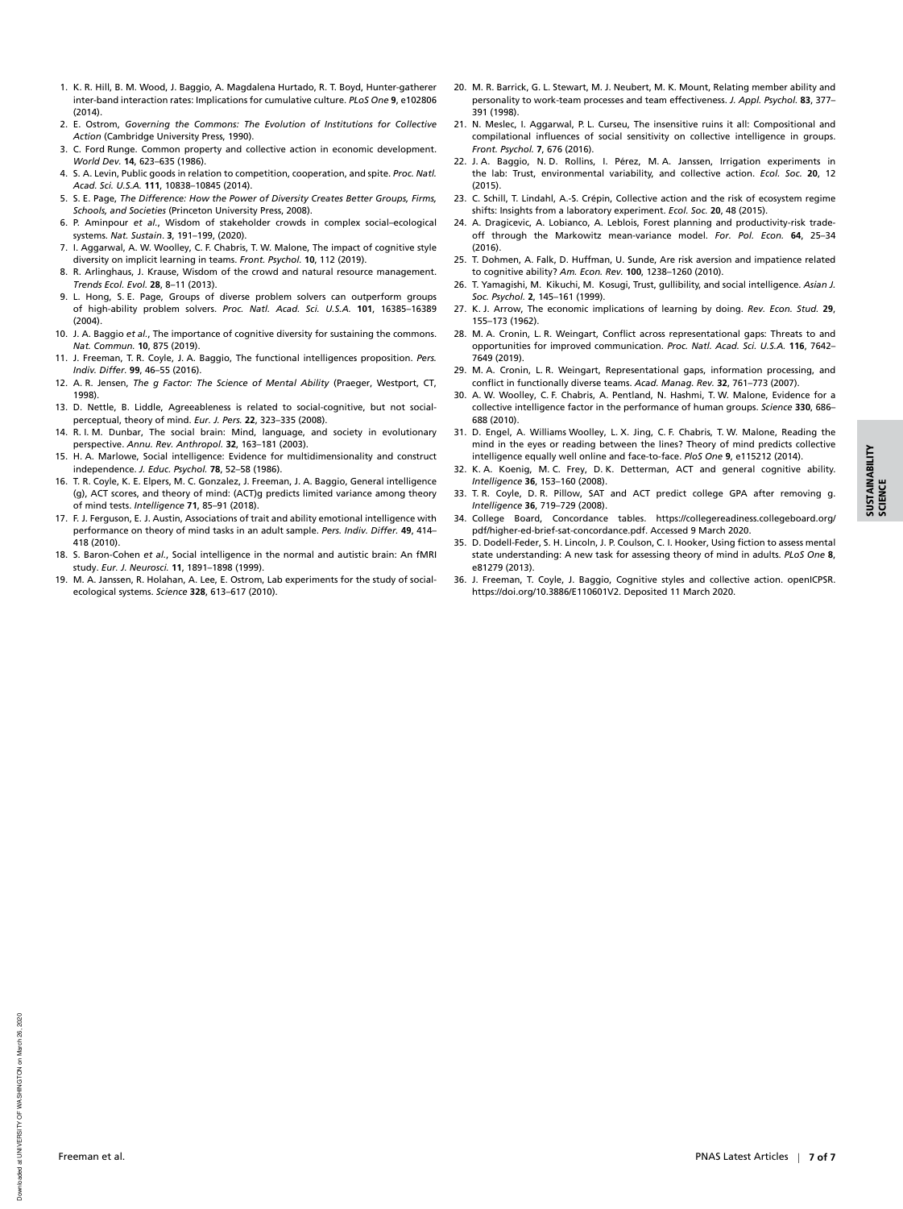1. K. R. Hill, B. M. Wood, J. Baggio, A. Magdalena Hurtado, R. T. Boyd, Hunter-gatherer inter-band interaction rates: Implications for cumulative culture. *PLoS One* **9**, e102806 (2014).
2. E. Ostrom, *Governing the Commons: The Evolution of Institutions for Collective Action* (Cambridge University Press, 1990).
3. C. Ford Runge. Common property and collective action in economic development. *World Dev.* **14**, 623–635 (1986).
4. S. A. Levin, Public goods in relation to competition, cooperation, and spite. *Proc. Natl. Acad. Sci. U.S.A.* **111**, 10838–10845 (2014).
5. S. E. Page, *The Difference: How the Power of Diversity Creates Better Groups, Firms, Schools, and Societies* (Princeton University Press, 2008).
6. P. Aminpour *et al.*, Wisdom of stakeholder crowds in complex social–ecological systems. *Nat. Sustain*. **3**, 191–199, (2020).
7. I. Aggarwal, A. W. Woolley, C. F. Chabris, T. W. Malone, The impact of cognitive style diversity on implicit learning in teams. *Front. Psychol.* **10**, 112 (2019).
8. R. Arlinghaus, J. Krause, Wisdom of the crowd and natural resource management. *Trends Ecol. Evol.* **28**, 8–11 (2013).
9. L. Hong, S. E. Page, Groups of diverse problem solvers can outperform groups of high-ability problem solvers. *Proc. Natl. Acad. Sci. U.S.A.* **101**, 16385–16389 (2004).
10. J. A. Baggio *et al.*, The importance of cognitive diversity for sustaining the commons. *Nat. Commun.* **10**, 875 (2019).
11. J. Freeman, T. R. Coyle, J. A. Baggio, The functional intelligences proposition. *Pers. Indiv. Differ.* **99**, 46–55 (2016).
12. A. R. Jensen, *The g Factor: The Science of Mental Ability* (Praeger, Westport, CT, 1998).
13. D. Nettle, B. Liddle, Agreeableness is related to social-cognitive, but not social-perceptual, theory of mind. *Eur. J. Pers.* **22**, 323–335 (2008).
14. R. I. M. Dunbar, The social brain: Mind, language, and society in evolutionary perspective. *Annu. Rev. Anthropol.* **32**, 163–181 (2003).
15. H. A. Marlowe, Social intelligence: Evidence for multidimensionality and construct independence. *J. Educ. Psychol.* **78**, 52–58 (1986).
16. T. R. Coyle, K. E. Elpers, M. C. Gonzalez, J. Freeman, J. A. Baggio, General intelligence (g), ACT scores, and theory of mind: (ACT)g predicts limited variance among theory of mind tests. *Intelligence* **71**, 85–91 (2018).
17. F. J. Ferguson, E. J. Austin, Associations of trait and ability emotional intelligence with performance on theory of mind tasks in an adult sample. *Pers. Indiv. Differ.* **49**, 414–418 (2010).
18. S. Baron-Cohen *et al.*, Social intelligence in the normal and autistic brain: An fMRI study. *Eur. J. Neurosci.* **11**, 1891–1898 (1999).
19. M. A. Janssen, R. Holahan, A. Lee, E. Ostrom, Lab experiments for the study of social-ecological systems. *Science* **328**, 613–617 (2010).
20. M. R. Barrick, G. L. Stewart, M. J. Neubert, M. K. Mount, Relating member ability and personality to work-team processes and team effectiveness. *J. Appl. Psychol.* **83**, 377–391 (1998).
21. N. Meslec, I. Aggarwal, P. L. Curseu, The insensitive ruins it all: Compositional and compilational influences of social sensitivity on collective intelligence in groups. *Front. Psychol.* **7**, 676 (2016).
22. J. A. Baggio, N. D. Rollins, I. Pérez, M. A. Janssen, Irrigation experiments in the lab: Trust, environmental variability, and collective action. *Ecol. Soc.* **20**, 12 (2015).
23. C. Schill, T. Lindahl, A.-S. Crépin, Collective action and the risk of ecosystem regime shifts: Insights from a laboratory experiment. *Ecol. Soc.* **20**, 48 (2015).
24. A. Dragicevic, A. Lobianco, A. Leblois, Forest planning and productivity-risk trade-off through the Markowitz mean-variance model. *For. Pol. Econ.* **64**, 25–34 (2016).
25. T. Dohmen, A. Falk, D. Huffman, U. Sunde, Are risk aversion and impatience related to cognitive ability? *Am. Econ. Rev.* **100**, 1238–1260 (2010).
26. T. Yamagishi, M. Kikuchi, M. Kosugi, Trust, gullibility, and social intelligence. *Asian J. Soc. Psychol.* **2**, 145–161 (1999).
27. K. J. Arrow, The economic implications of learning by doing. *Rev. Econ. Stud.* **29**, 155–173 (1962).
28. M. A. Cronin, L. R. Weingart, Conflict across representational gaps: Threats to and opportunities for improved communication. *Proc. Natl. Acad. Sci. U.S.A.* **116**, 7642–7649 (2019).
29. M. A. Cronin, L. R. Weingart, Representational gaps, information processing, and conflict in functionally diverse teams. *Acad. Manag. Rev.* **32**, 761–773 (2007).
30. A. W. Woolley, C. F. Chabris, A. Pentland, N. Hashmi, T. W. Malone, Evidence for a collective intelligence factor in the performance of human groups. *Science* **330**, 686–688 (2010).
31. D. Engel, A. Williams Woolley, L. X. Jing, C. F. Chabris, T. W. Malone, Reading the mind in the eyes or reading between the lines? Theory of mind predicts collective intelligence equally well online and face-to-face. *PloS One* **9**, e115212 (2014).
32. K. A. Koenig, M. C. Frey, D. K. Detterman, ACT and general cognitive ability. *Intelligence* **36**, 153–160 (2008).
33. T. R. Coyle, D. R. Pillow, SAT and ACT predict college GPA after removing g. *Intelligence* **36**, 719–729 (2008).
34. College Board, Concordance tables. https://collegereadiness.collegeboard.org/pdf/higher-ed-brief-sat-concordance.pdf. Accessed 9 March 2020.
35. D. Dodell-Feder, S. H. Lincoln, J. P. Coulson, C. I. Hooker, Using fiction to assess mental state understanding: A new task for assessing theory of mind in adults. *PLoS One* **8**, e81279 (2013).
36. J. Freeman, T. Coyle, J. Baggio, Cognitive styles and collective action. openICPSR. https://doi.org/10.3886/E110601V2. Deposited 11 March 2020.